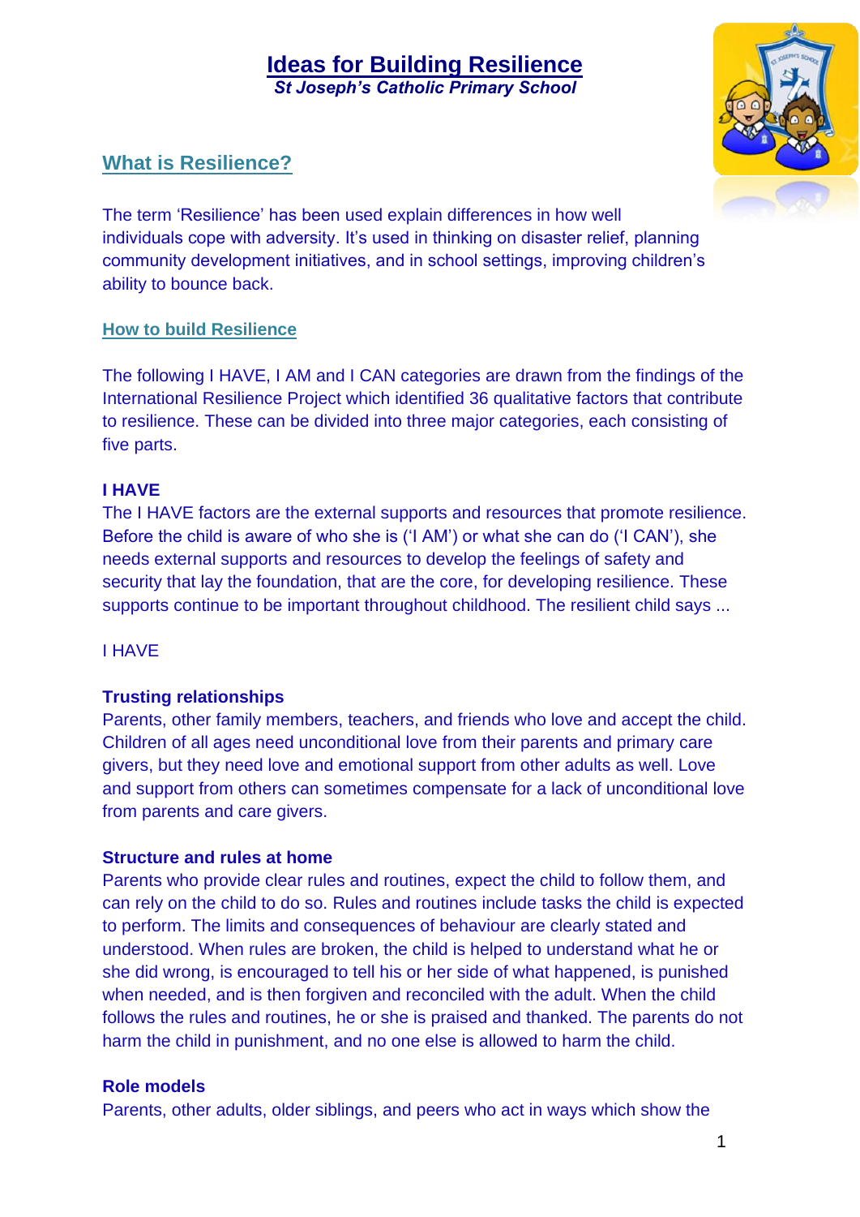# Ideas for Building Resilience

*St Joseph's Catholic Primary School*

## What is Resilience?

The term 'Resilience' has been used explain differences in how well individuals cope with adversity. It's used in thinking on disaster relief, planning community development initiatives, and in school settings, improving children's ability to bounce back.

### How to build Resilience

The following I HAVE, I AM and I CAN categories are drawn from the findings of the International Resilience Project which identified 36 qualitative factors that contribute to resilience. These can be divided into three major categories, each consisting of five parts.

**I HAVE**

The I HAVE factors are the external supports and resources that promote resilience. Before the child is aware of who she is ('I AM') or what she can do ('I CAN'), she needs external supports and resources to develop the feelings of safety and security that lay the foundation, that are the core, for developing resilience. These supports continue to be important throughout childhood. The resilient child says ...

I HAVE

**Trusting relationships**

Parents, other family members, teachers, and friends who love and accept the child. Children of all ages need unconditional love from their parents and primary care givers, but they need love and emotional support from other adults as well. Love and support from others can sometimes compensate for a lack of unconditional love from parents and care givers.

**Structure and rules at home**

Parents who provide clear rules and routines, expect the child to follow them, and can rely on the child to do so. Rules and routines include tasks the child is expected to perform. The limits and consequences of behaviour are clearly stated and understood. When rules are broken, the child is helped to understand what he or she did wrong, is encouraged to tell his or her side of what happened, is punished when needed, and is then forgiven and reconciled with the adult. When the child follows the rules and routines, he or she is praised and thanked. The parents do not harm the child in punishment, and no one else is allowed to harm the child.

**Role models**

Parents, other adults, older siblings, and peers who act in ways which show the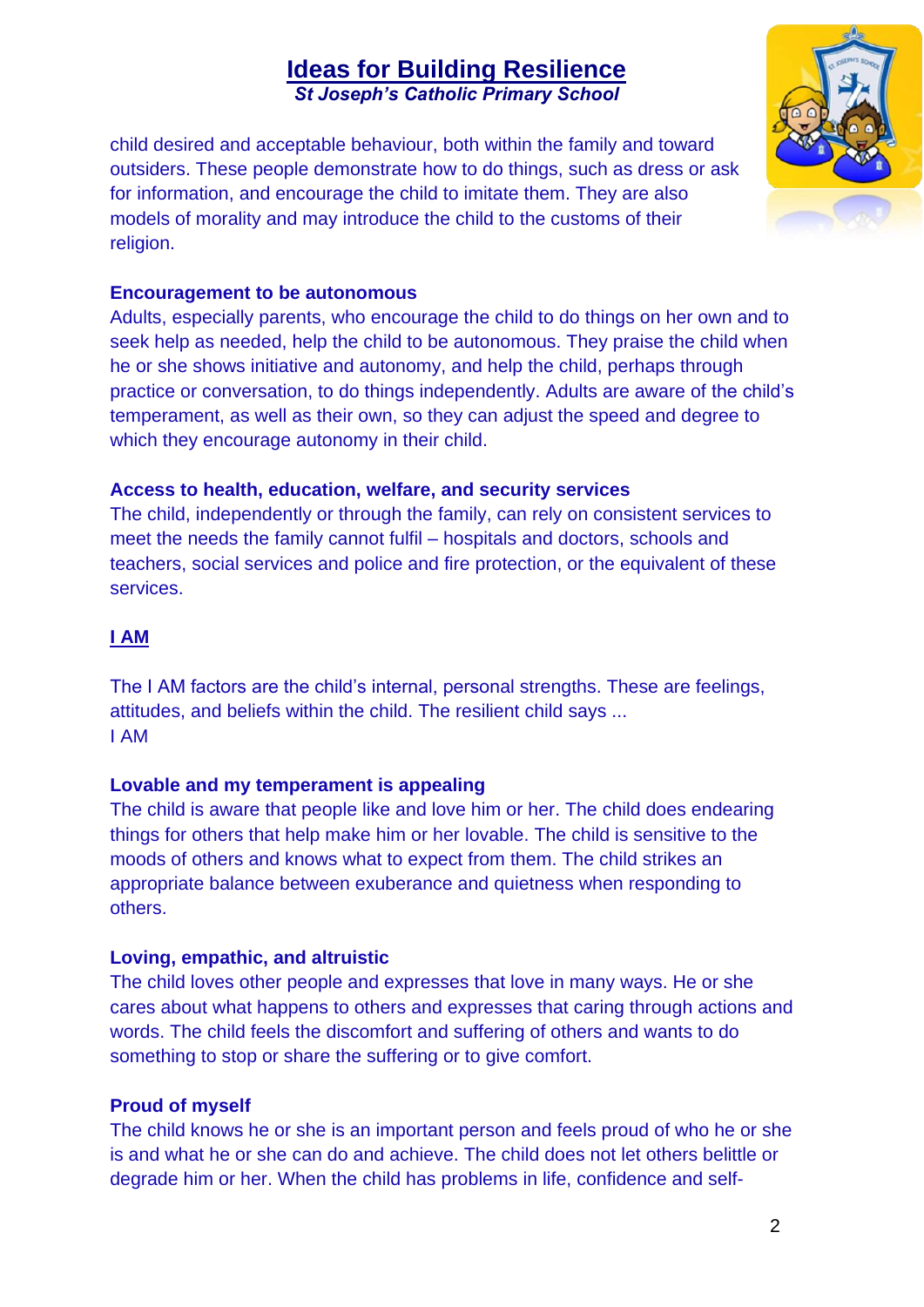child desired and acceptable behaviour, both within the family and toward outsiders. These people demonstrate how to do things, such as dress or ask for information, and encourage the child to imitate them. They are also models of morality and may introduce the child to the customs of their religion.

**Encouragement to be autonomous**

Adults, especially parents, who encourage the child to do things on her own and to seek help as needed, help the child to be autonomous. They praise the child when he or she shows initiative and autonomy, and help the child, perhaps through practice or conversation, to do things independently. Adults are aware of the child's temperament, as well as their own, so they can adjust the speed and degree to which they encourage autonomy in their child.

**Access to health, education, welfare, and security services**

The child, independently or through the family, can rely on consistent services to meet the needs the family cannot fulfil – hospitals and doctors, schools and teachers, social services and police and fire protection, or the equivalent of these services.

## I AM

The I AM factors are the child's internal, personal strengths. These are feelings, attitudes, and beliefs within the child. The resilient child says ...
I AM

**Lovable and my temperament is appealing**

The child is aware that people like and love him or her. The child does endearing things for others that help make him or her lovable. The child is sensitive to the moods of others and knows what to expect from them. The child strikes an appropriate balance between exuberance and quietness when responding to others.

**Loving, empathic, and altruistic**

The child loves other people and expresses that love in many ways. He or she cares about what happens to others and expresses that caring through actions and words. The child feels the discomfort and suffering of others and wants to do something to stop or share the suffering or to give comfort.

**Proud of myself**

The child knows he or she is an important person and feels proud of who he or she is and what he or she can do and achieve. The child does not let others belittle or degrade him or her. When the child has problems in life, confidence and self-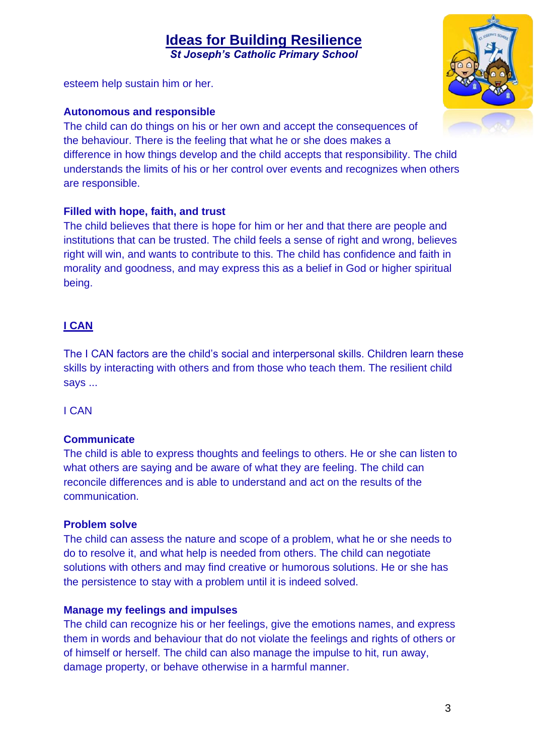esteem help sustain him or her.

**Autonomous and responsible**

The child can do things on his or her own and accept the consequences of the behaviour. There is the feeling that what he or she does makes a difference in how things develop and the child accepts that responsibility. The child understands the limits of his or her control over events and recognizes when others are responsible.

**Filled with hope, faith, and trust**

The child believes that there is hope for him or her and that there are people and institutions that can be trusted. The child feels a sense of right and wrong, believes right will win, and wants to contribute to this. The child has confidence and faith in morality and goodness, and may express this as a belief in God or higher spiritual being.

## I CAN

The I CAN factors are the child's social and interpersonal skills. Children learn these skills by interacting with others and from those who teach them. The resilient child says ...

I CAN

**Communicate**

The child is able to express thoughts and feelings to others. He or she can listen to what others are saying and be aware of what they are feeling. The child can reconcile differences and is able to understand and act on the results of the communication.

**Problem solve**

The child can assess the nature and scope of a problem, what he or she needs to do to resolve it, and what help is needed from others. The child can negotiate solutions with others and may find creative or humorous solutions. He or she has the persistence to stay with a problem until it is indeed solved.

**Manage my feelings and impulses**

The child can recognize his or her feelings, give the emotions names, and express them in words and behaviour that do not violate the feelings and rights of others or of himself or herself. The child can also manage the impulse to hit, run away, damage property, or behave otherwise in a harmful manner.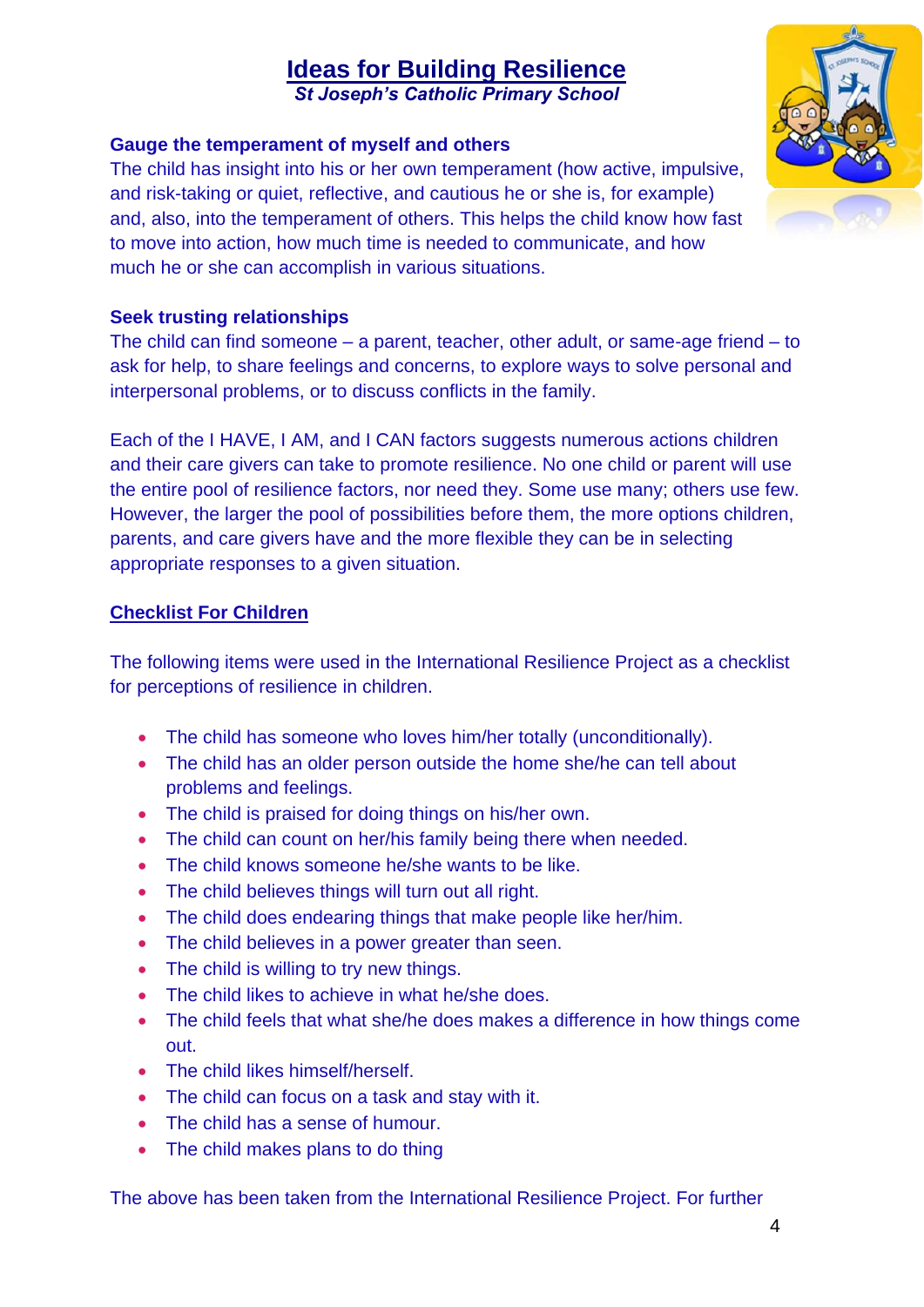# Ideas for Building Resilience

***St Joseph's Catholic Primary School***

**Gauge the temperament of myself and others**

The child has insight into his or her own temperament (how active, impulsive, and risk-taking or quiet, reflective, and cautious he or she is, for example) and, also, into the temperament of others. This helps the child know how fast to move into action, how much time is needed to communicate, and how much he or she can accomplish in various situations.

**Seek trusting relationships**

The child can find someone – a parent, teacher, other adult, or same-age friend – to ask for help, to share feelings and concerns, to explore ways to solve personal and interpersonal problems, or to discuss conflicts in the family.

Each of the I HAVE, I AM, and I CAN factors suggests numerous actions children and their care givers can take to promote resilience. No one child or parent will use the entire pool of resilience factors, nor need they. Some use many; others use few. However, the larger the pool of possibilities before them, the more options children, parents, and care givers have and the more flexible they can be in selecting appropriate responses to a given situation.

## Checklist For Children

The following items were used in the International Resilience Project as a checklist for perceptions of resilience in children.

- The child has someone who loves him/her totally (unconditionally).
- The child has an older person outside the home she/he can tell about problems and feelings.
- The child is praised for doing things on his/her own.
- The child can count on her/his family being there when needed.
- The child knows someone he/she wants to be like.
- The child believes things will turn out all right.
- The child does endearing things that make people like her/him.
- The child believes in a power greater than seen.
- The child is willing to try new things.
- The child likes to achieve in what he/she does.
- The child feels that what she/he does makes a difference in how things come out.
- The child likes himself/herself.
- The child can focus on a task and stay with it.
- The child has a sense of humour.
- The child makes plans to do thing

The above has been taken from the International Resilience Project. For further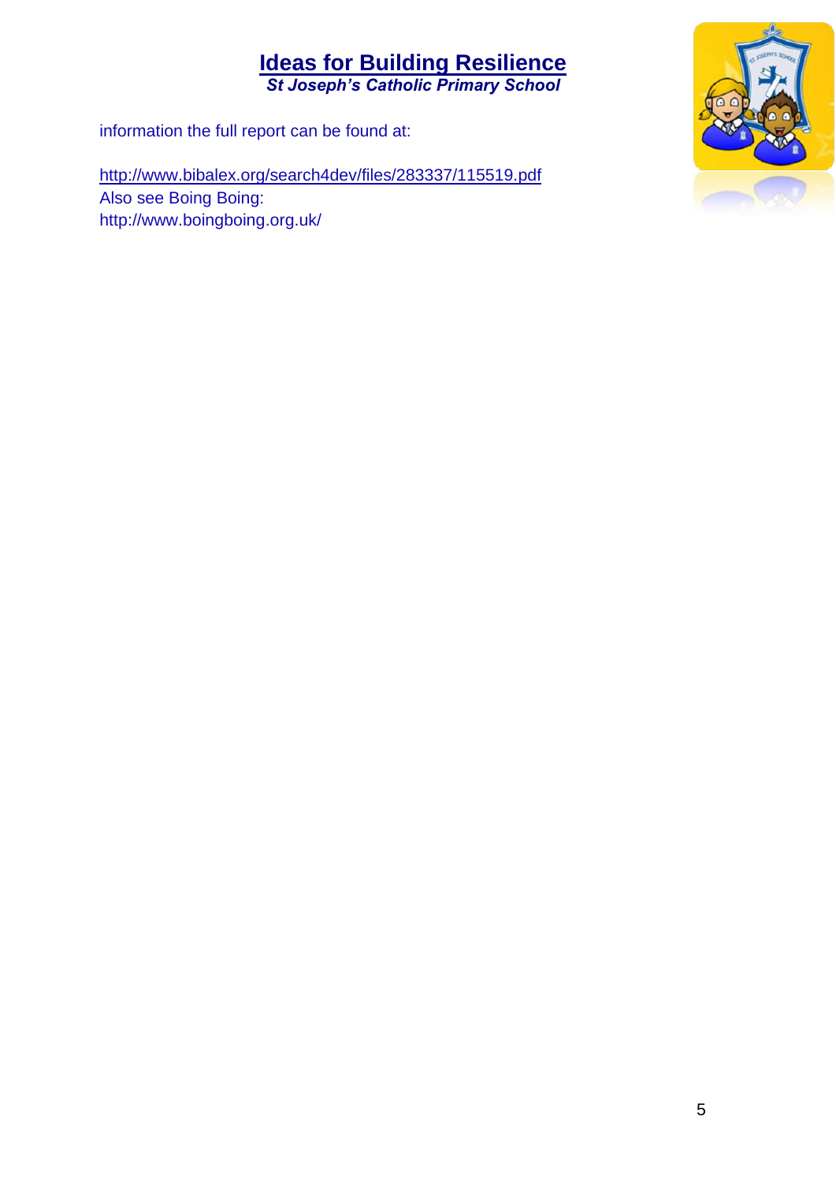information the full report can be found at:

http://www.bibalex.org/search4dev/files/283337/115519.pdf
Also see Boing Boing:
http://www.boingboing.org.uk/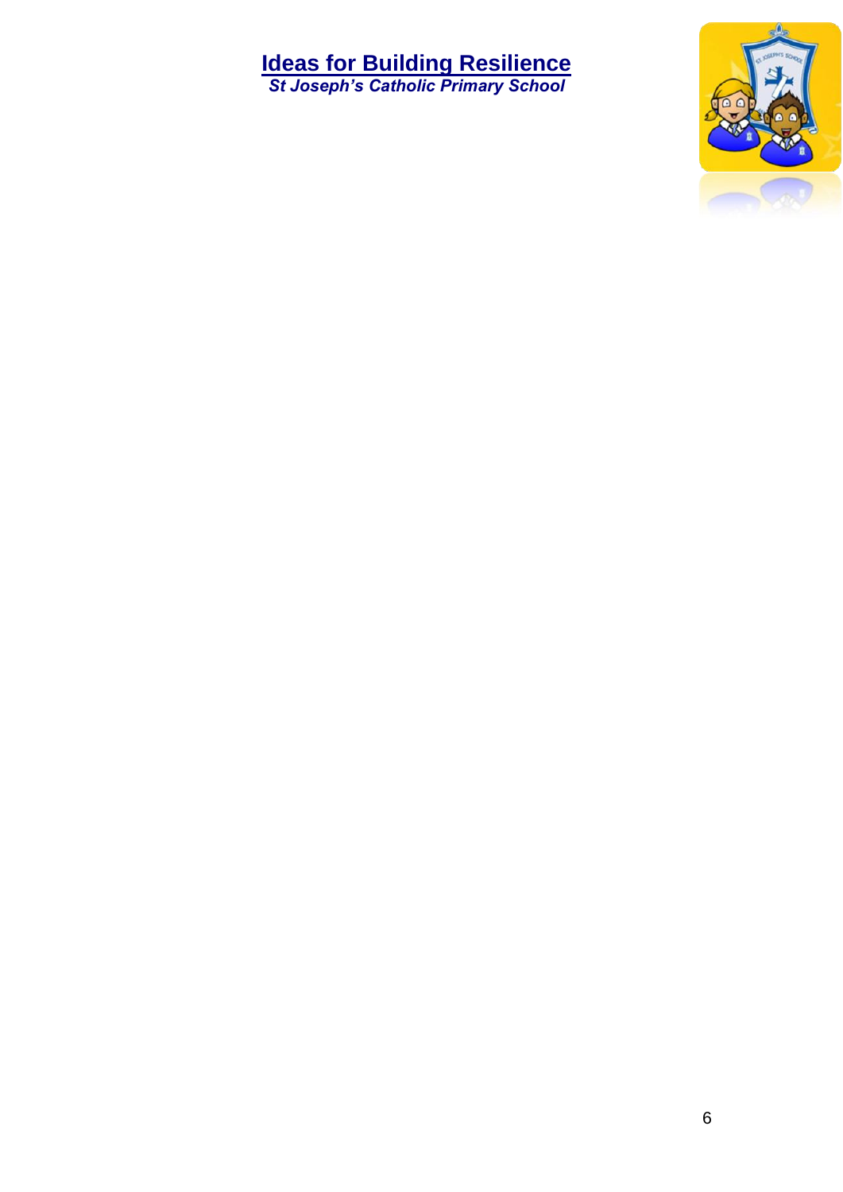# Ideas for Building Resilience

***St Joseph's Catholic Primary School***